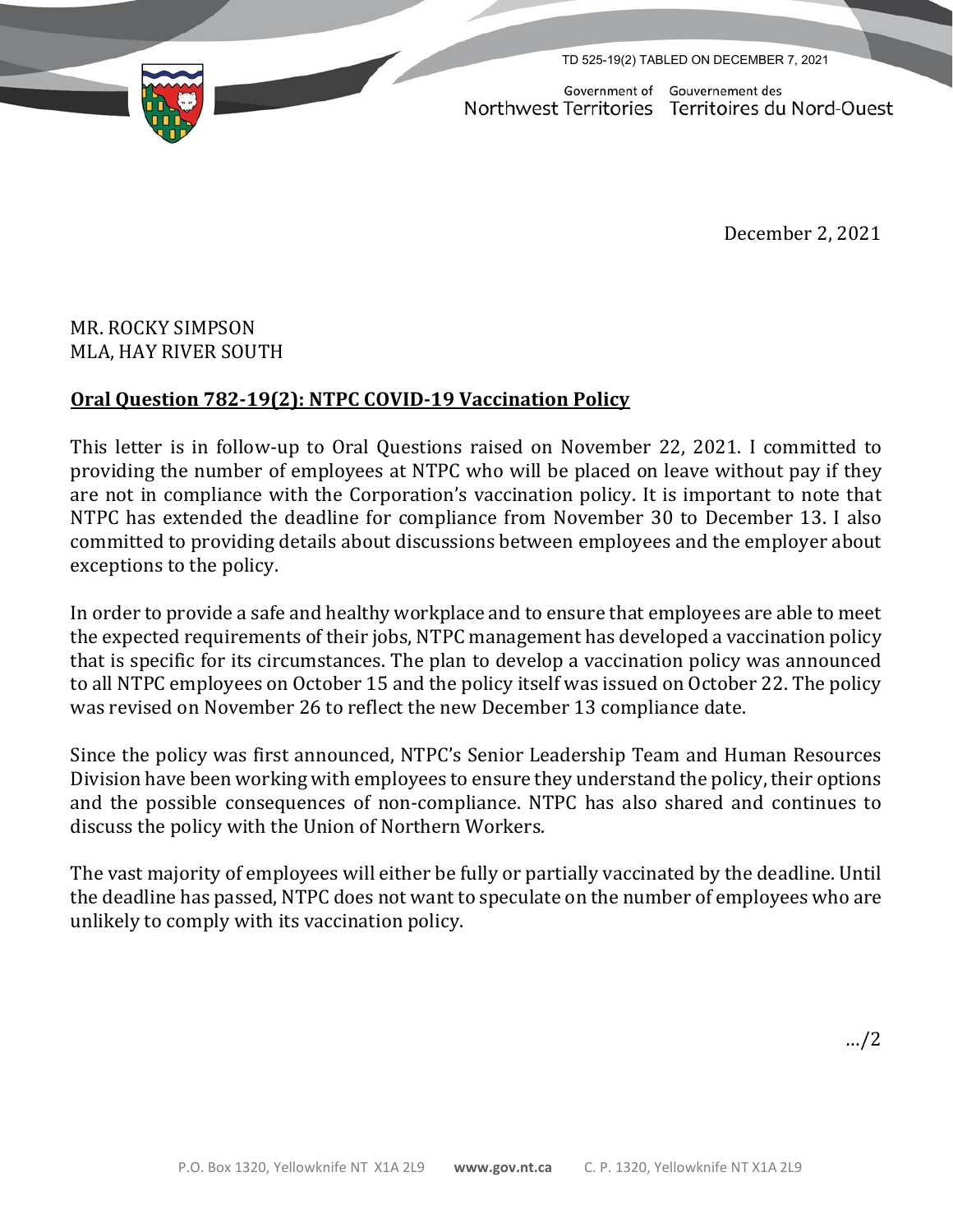TD 525-19(2) TABLED ON DECEMBER 7, 2021

Government of Northwest Territories — Gouvernement des Territoires du Nord-Ouest

December 2, 2021

MR. ROCKY SIMPSON
MLA, HAY RIVER SOUTH

**Oral Question 782-19(2): NTPC COVID-19 Vaccination Policy**

This letter is in follow-up to Oral Questions raised on November 22, 2021. I committed to providing the number of employees at NTPC who will be placed on leave without pay if they are not in compliance with the Corporation's vaccination policy. It is important to note that NTPC has extended the deadline for compliance from November 30 to December 13. I also committed to providing details about discussions between employees and the employer about exceptions to the policy.

In order to provide a safe and healthy workplace and to ensure that employees are able to meet the expected requirements of their jobs, NTPC management has developed a vaccination policy that is specific for its circumstances. The plan to develop a vaccination policy was announced to all NTPC employees on October 15 and the policy itself was issued on October 22. The policy was revised on November 26 to reflect the new December 13 compliance date.

Since the policy was first announced, NTPC's Senior Leadership Team and Human Resources Division have been working with employees to ensure they understand the policy, their options and the possible consequences of non-compliance. NTPC has also shared and continues to discuss the policy with the Union of Northern Workers.

The vast majority of employees will either be fully or partially vaccinated by the deadline. Until the deadline has passed, NTPC does not want to speculate on the number of employees who are unlikely to comply with its vaccination policy.

.../2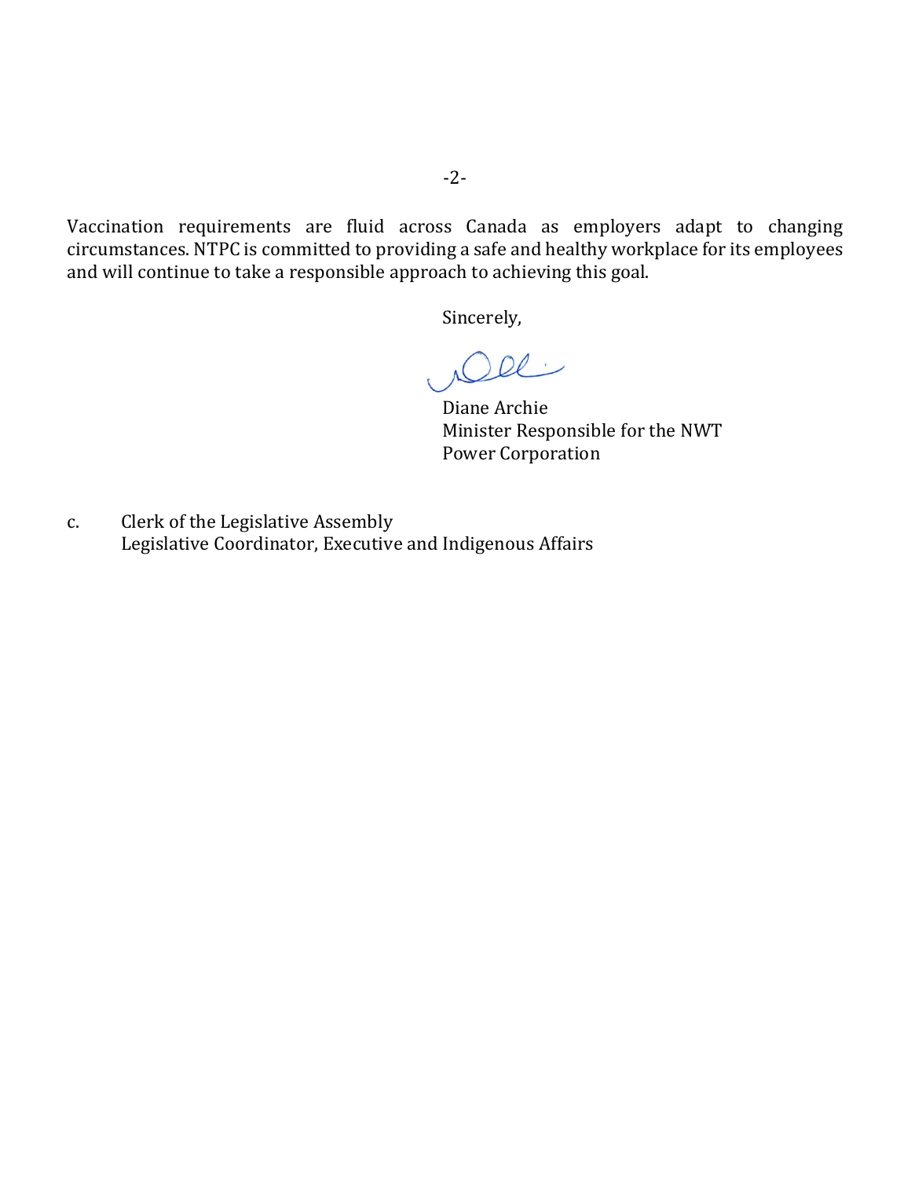Vaccination requirements are fluid across Canada as employers adapt to changing circumstances. NTPC is committed to providing a safe and healthy workplace for its employees and will continue to take a responsible approach to achieving this goal.

Sincerely,

Diane Archie
Minister Responsible for the NWT
Power Corporation

c. Clerk of the Legislative Assembly
Legislative Coordinator, Executive and Indigenous Affairs